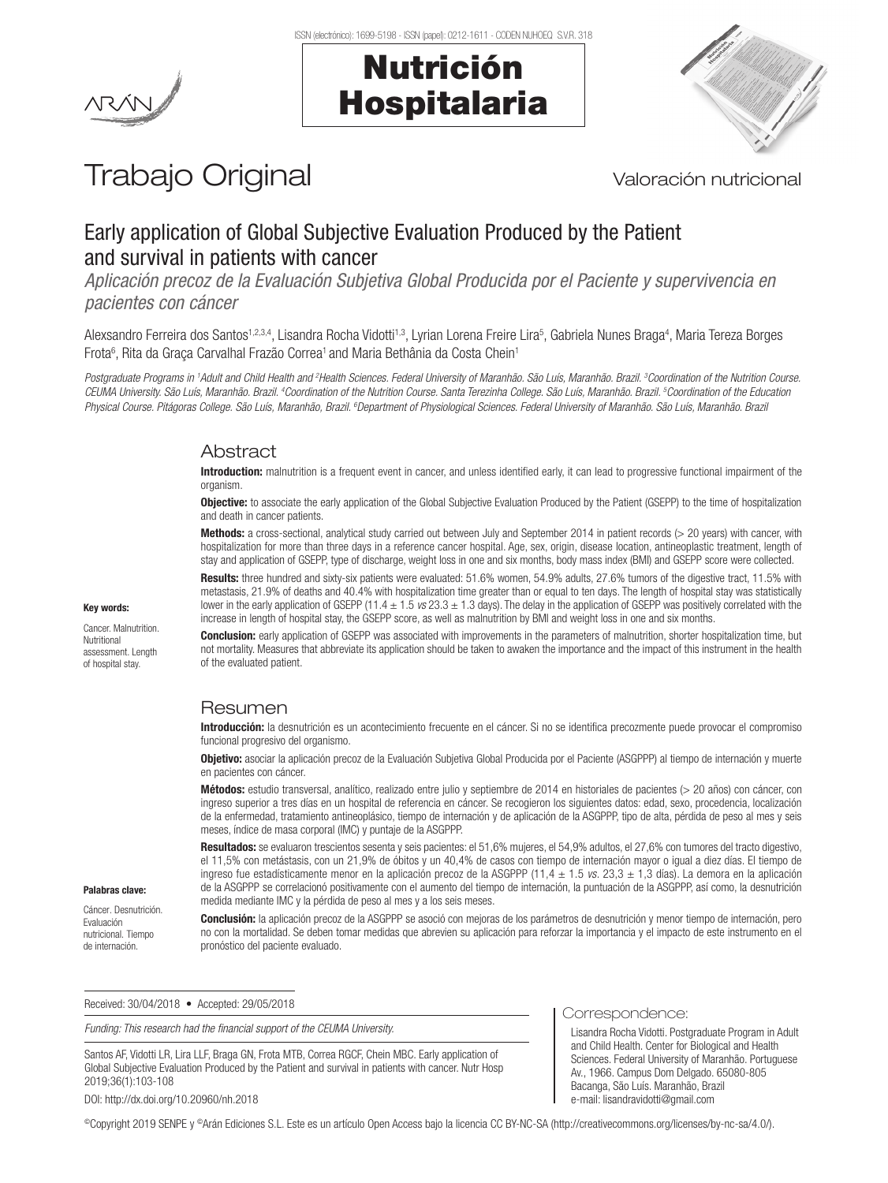Trabajo Original

Valoración nutricional

# Early application of Global Subjective Evaluation Produced by the Patient and survival in patients with cancer

*Aplicación precoz de la Evaluación Subjetiva Global Producida por el Paciente y supervivencia en pacientes con cáncer*

Alexsandro Ferreira dos Santos[1,2,3,4], Lisandra Rocha Vidotti[1,3], Lyrian Lorena Freire Lira[5], Gabriela Nunes Braga[4], Maria Tereza Borges Frota[6], Rita da Graça Carvalhal Frazão Correa[1] and Maria Bethânia da Costa Chein[1]

*Postgraduate Programs in [1]Adult and Child Health and [2]Health Sciences. Federal University of Maranhão. São Luís, Maranhão. Brazil. [3]Coordination of the Nutrition Course. CEUMA University. São Luís, Maranhão. Brazil. [4]Coordination of the Nutrition Course. Santa Terezinha College. São Luís, Maranhão. Brazil. [5]Coordination of the Education Physical Course. Pitágoras College. São Luís, Maranhão, Brazil. [6]Department of Physiological Sciences. Federal University of Maranhão. São Luís, Maranhão. Brazil*

## Abstract

**Introduction:** malnutrition is a frequent event in cancer, and unless identified early, it can lead to progressive functional impairment of the organism.

**Objective:** to associate the early application of the Global Subjective Evaluation Produced by the Patient (GSEPP) to the time of hospitalization and death in cancer patients.

**Methods:** a cross-sectional, analytical study carried out between July and September 2014 in patient records (> 20 years) with cancer, with hospitalization for more than three days in a reference cancer hospital. Age, sex, origin, disease location, antineoplastic treatment, length of stay and application of GSEPP, type of discharge, weight loss in one and six months, body mass index (BMI) and GSEPP score were collected.

**Results:** three hundred and sixty-six patients were evaluated: 51.6% women, 54.9% adults, 27.6% tumors of the digestive tract, 11.5% with metastasis, 21.9% of deaths and 40.4% with hospitalization time greater than or equal to ten days. The length of hospital stay was statistically lower in the early application of GSEPP (11.4 ± 1.5 *vs* 23.3 ± 1.3 days). The delay in the application of GSEPP was positively correlated with the increase in length of hospital stay, the GSEPP score, as well as malnutrition by BMI and weight loss in one and six months.

**Conclusion:** early application of GSEPP was associated with improvements in the parameters of malnutrition, shorter hospitalization time, but not mortality. Measures that abbreviate its application should be taken to awaken the importance and the impact of this instrument in the health of the evaluated patient.

**Key words:**

Cancer. Malnutrition. Nutritional assessment. Length of hospital stay.

## Resumen

**Introducción:** la desnutrición es un acontecimiento frecuente en el cáncer. Si no se identifica precozmente puede provocar el compromiso funcional progresivo del organismo.

**Objetivo:** asociar la aplicación precoz de la Evaluación Subjetiva Global Producida por el Paciente (ASGPPP) al tiempo de internación y muerte en pacientes con cáncer.

**Métodos:** estudio transversal, analítico, realizado entre julio y septiembre de 2014 en historiales de pacientes (> 20 años) con cáncer, con ingreso superior a tres días en un hospital de referencia en cáncer. Se recogieron los siguientes datos: edad, sexo, procedencia, localización de la enfermedad, tratamiento antineoplásico, tiempo de internación y de aplicación de la ASGPPP, tipo de alta, pérdida de peso al mes y seis meses, índice de masa corporal (IMC) y puntaje de la ASGPPP.

**Resultados:** se evaluaron trescientos sesenta y seis pacientes: el 51,6% mujeres, el 54,9% adultos, el 27,6% con tumores del tracto digestivo, el 11,5% con metástasis, con un 21,9% de óbitos y un 40,4% de casos con tiempo de internación mayor o igual a diez días. El tiempo de ingreso fue estadísticamente menor en la aplicación precoz de la ASGPPP (11,4 ± 1,5 *vs.* 23,3 ± 1,3 días). La demora en la aplicación de la ASGPPP se correlacionó positivamente con el aumento del tiempo de internación, la puntuación de la ASGPPP, así como, la desnutrición medida mediante IMC y la pérdida de peso al mes y a los seis meses.

**Conclusión:** la aplicación precoz de la ASGPPP se asoció con mejoras de los parámetros de desnutrición y menor tiempo de internación, pero no con la mortalidad. Se deben tomar medidas que abrevien su aplicación para reforzar la importancia y el impacto de este instrumento en el pronóstico del paciente evaluado.

**Palabras clave:**

Cáncer. Desnutrición. Evaluación nutricional. Tiempo de internación.

Received: 30/04/2018 • Accepted: 29/05/2018

*Funding: This research had the financial support of the CEUMA University.*

Santos AF, Vidotti LR, Lira LLF, Braga GN, Frota MTB, Correa RGCF, Chein MBC. Early application of Global Subjective Evaluation Produced by the Patient and survival in patients with cancer. Nutr Hosp 2019;36(1):103-108

DOI: http://dx.doi.org/10.20960/nh.2018

**Correspondence:**

Lisandra Rocha Vidotti. Postgraduate Program in Adult and Child Health. Center for Biological and Health Sciences. Federal University of Maranhão. Portuguese Av., 1966. Campus Dom Delgado. 65080-805 Bacanga, São Luís. Maranhão, Brazil
e-mail: lisandravidotti@gmail.com

©Copyright 2019 SENPE y ©Arán Ediciones S.L. Este es un artículo Open Access bajo la licencia CC BY-NC-SA (http://creativecommons.org/licenses/by-nc-sa/4.0/).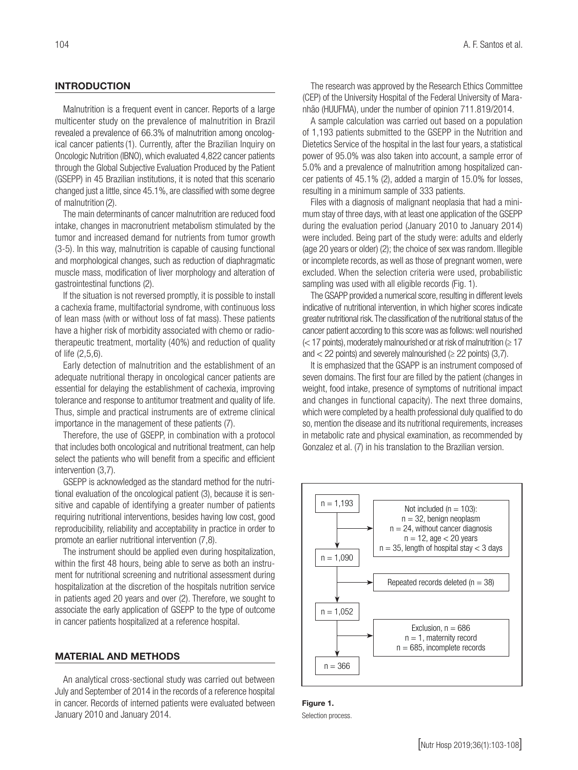## INTRODUCTION

Malnutrition is a frequent event in cancer. Reports of a large multicenter study on the prevalence of malnutrition in Brazil revealed a prevalence of 66.3% of malnutrition among oncological cancer patients (1). Currently, after the Brazilian Inquiry on Oncologic Nutrition (IBNO), which evaluated 4,822 cancer patients through the Global Subjective Evaluation Produced by the Patient (GSEPP) in 45 Brazilian institutions, it is noted that this scenario changed just a little, since 45.1%, are classified with some degree of malnutrition (2).

The main determinants of cancer malnutrition are reduced food intake, changes in macronutrient metabolism stimulated by the tumor and increased demand for nutrients from tumor growth (3-5). In this way, malnutrition is capable of causing functional and morphological changes, such as reduction of diaphragmatic muscle mass, modification of liver morphology and alteration of gastrointestinal functions (2).

If the situation is not reversed promptly, it is possible to install a cachexia frame, multifactorial syndrome, with continuous loss of lean mass (with or without loss of fat mass). These patients have a higher risk of morbidity associated with chemo or radiotherapeutic treatment, mortality (40%) and reduction of quality of life (2,5,6).

Early detection of malnutrition and the establishment of an adequate nutritional therapy in oncological cancer patients are essential for delaying the establishment of cachexia, improving tolerance and response to antitumor treatment and quality of life. Thus, simple and practical instruments are of extreme clinical importance in the management of these patients (7).

Therefore, the use of GSEPP, in combination with a protocol that includes both oncological and nutritional treatment, can help select the patients who will benefit from a specific and efficient intervention (3,7).

GSEPP is acknowledged as the standard method for the nutritional evaluation of the oncological patient (3), because it is sensitive and capable of identifying a greater number of patients requiring nutritional interventions, besides having low cost, good reproducibility, reliability and acceptability in practice in order to promote an earlier nutritional intervention (7,8).

The instrument should be applied even during hospitalization, within the first 48 hours, being able to serve as both an instrument for nutritional screening and nutritional assessment during hospitalization at the discretion of the hospitals nutrition service in patients aged 20 years and over (2). Therefore, we sought to associate the early application of GSEPP to the type of outcome in cancer patients hospitalized at a reference hospital.

## MATERIAL AND METHODS

An analytical cross-sectional study was carried out between July and September of 2014 in the records of a reference hospital in cancer. Records of interned patients were evaluated between January 2010 and January 2014.

The research was approved by the Research Ethics Committee (CEP) of the University Hospital of the Federal University of Maranhão (HUUFMA), under the number of opinion 711.819/2014.

A sample calculation was carried out based on a population of 1,193 patients submitted to the GSEPP in the Nutrition and Dietetics Service of the hospital in the last four years, a statistical power of 95.0% was also taken into account, a sample error of 5.0% and a prevalence of malnutrition among hospitalized cancer patients of 45.1% (2), added a margin of 15.0% for losses, resulting in a minimum sample of 333 patients.

Files with a diagnosis of malignant neoplasia that had a minimum stay of three days, with at least one application of the GSEPP during the evaluation period (January 2010 to January 2014) were included. Being part of the study were: adults and elderly (age 20 years or older) (2); the choice of sex was random. Illegible or incomplete records, as well as those of pregnant women, were excluded. When the selection criteria were used, probabilistic sampling was used with all eligible records (Fig. 1).

The GSAPP provided a numerical score, resulting in different levels indicative of nutritional intervention, in which higher scores indicate greater nutritional risk. The classification of the nutritional status of the cancer patient according to this score was as follows: well nourished (< 17 points), moderately malnourished or at risk of malnutrition (≥ 17 and < 22 points) and severely malnourished (≥ 22 points) (3,7).

It is emphasized that the GSAPP is an instrument composed of seven domains. The first four are filled by the patient (changes in weight, food intake, presence of symptoms of nutritional impact and changes in functional capacity). The next three domains, which were completed by a health professional duly qualified to do so, mention the disease and its nutritional requirements, increases in metabolic rate and physical examination, as recommended by Gonzalez et al. (7) in his translation to the Brazilian version.

n = 1,193
→ Not included (n = 103): n = 32, benign neoplasm; n = 24, without cancer diagnosis; n = 12, age < 20 years; n = 35, length of hospital stay < 3 days

n = 1,090
→ Repeated records deleted (n = 38)

n = 1,052
→ Exclusion, n = 686: n = 1, maternity record; n = 685, incomplete records

n = 366

**Figure 1.**
Selection process.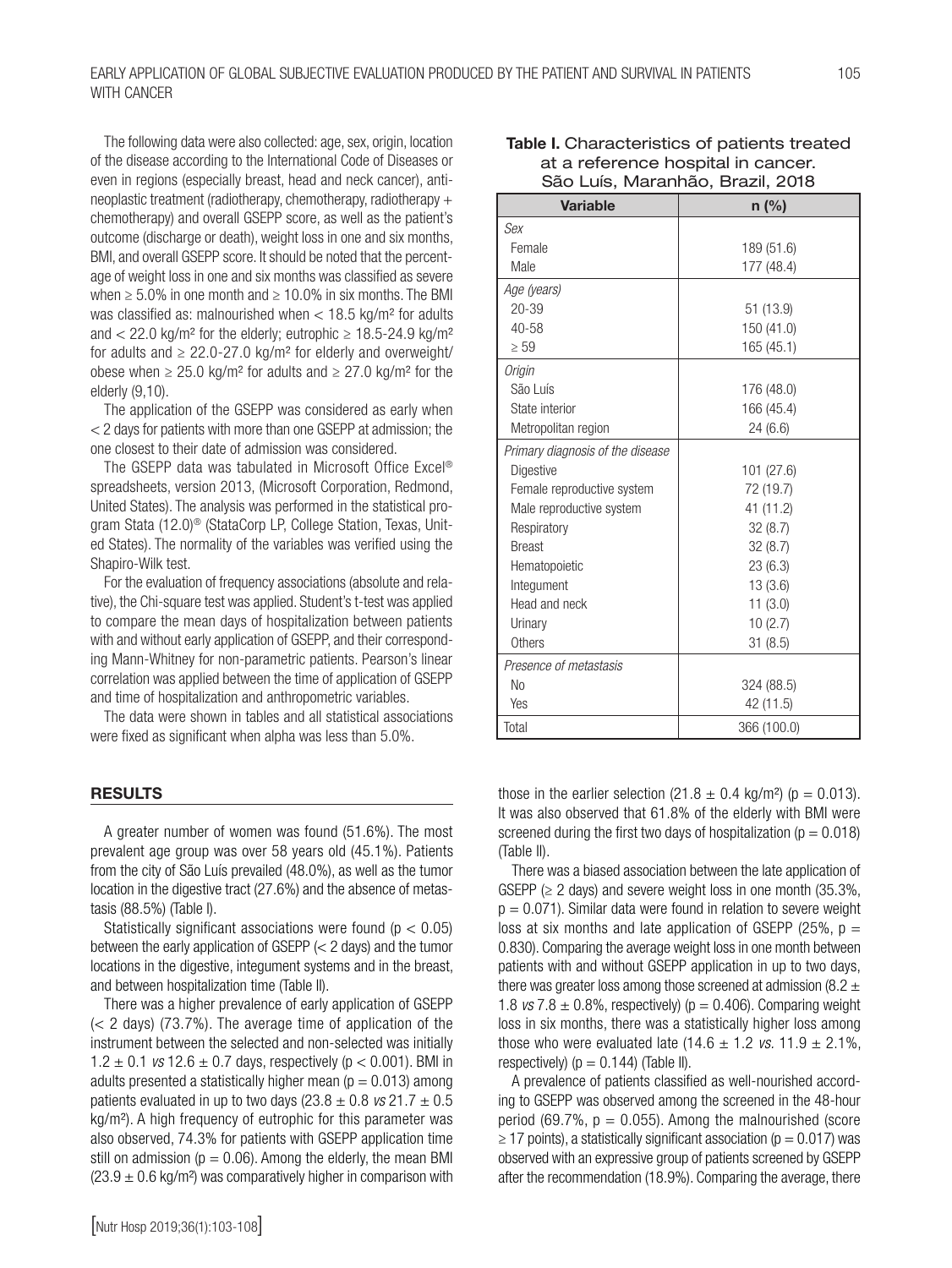The following data were also collected: age, sex, origin, location of the disease according to the International Code of Diseases or even in regions (especially breast, head and neck cancer), antineoplastic treatment (radiotherapy, chemotherapy, radiotherapy + chemotherapy) and overall GSEPP score, as well as the patient's outcome (discharge or death), weight loss in one and six months, BMI, and overall GSEPP score. It should be noted that the percentage of weight loss in one and six months was classified as severe when ≥ 5.0% in one month and ≥ 10.0% in six months. The BMI was classified as: malnourished when < 18.5 kg/m² for adults and < 22.0 kg/m² for the elderly; eutrophic ≥ 18.5-24.9 kg/m² for adults and ≥ 22.0-27.0 kg/m² for elderly and overweight/obese when ≥ 25.0 kg/m² for adults and ≥ 27.0 kg/m² for the elderly (9,10).

The application of the GSEPP was considered as early when < 2 days for patients with more than one GSEPP at admission; the one closest to their date of admission was considered.

The GSEPP data was tabulated in Microsoft Office Excel® spreadsheets, version 2013, (Microsoft Corporation, Redmond, United States). The analysis was performed in the statistical program Stata (12.0)® (StataCorp LP, College Station, Texas, United States). The normality of the variables was verified using the Shapiro-Wilk test.

For the evaluation of frequency associations (absolute and relative), the Chi-square test was applied. Student's t-test was applied to compare the mean days of hospitalization between patients with and without early application of GSEPP, and their corresponding Mann-Whitney for non-parametric patients. Pearson's linear correlation was applied between the time of application of GSEPP and time of hospitalization and anthropometric variables.

The data were shown in tables and all statistical associations were fixed as significant when alpha was less than 5.0%.

**Table I.** Characteristics of patients treated at a reference hospital in cancer. São Luís, Maranhão, Brazil, 2018

| Variable | n (%) |
|---|---|
| *Sex* | |
| Female | 189 (51.6) |
| Male | 177 (48.4) |
| *Age (years)* | |
| 20-39 | 51 (13.9) |
| 40-58 | 150 (41.0) |
| ≥ 59 | 165 (45.1) |
| *Origin* | |
| São Luís | 176 (48.0) |
| State interior | 166 (45.4) |
| Metropolitan region | 24 (6.6) |
| *Primary diagnosis of the disease* | |
| Digestive | 101 (27.6) |
| Female reproductive system | 72 (19.7) |
| Male reproductive system | 41 (11.2) |
| Respiratory | 32 (8.7) |
| Breast | 32 (8.7) |
| Hematopoietic | 23 (6.3) |
| Integument | 13 (3.6) |
| Head and neck | 11 (3.0) |
| Urinary | 10 (2.7) |
| Others | 31 (8.5) |
| *Presence of metastasis* | |
| No | 324 (88.5) |
| Yes | 42 (11.5) |
| Total | 366 (100.0) |

## RESULTS

A greater number of women was found (51.6%). The most prevalent age group was over 58 years old (45.1%). Patients from the city of São Luís prevailed (48.0%), as well as the tumor location in the digestive tract (27.6%) and the absence of metastasis (88.5%) (Table I).

Statistically significant associations were found ($p < 0.05$) between the early application of GSEPP (< 2 days) and the tumor locations in the digestive, integument systems and in the breast, and between hospitalization time (Table II).

There was a higher prevalence of early application of GSEPP (< 2 days) (73.7%). The average time of application of the instrument between the selected and non-selected was initially 1.2 ± 0.1 *vs* 12.6 ± 0.7 days, respectively ($p < 0.001$). BMI in adults presented a statistically higher mean ($p = 0.013$) among patients evaluated in up to two days (23.8 ± 0.8 *vs* 21.7 ± 0.5 kg/m²). A high frequency of eutrophic for this parameter was also observed, 74.3% for patients with GSEPP application time still on admission ($p = 0.06$). Among the elderly, the mean BMI (23.9 ± 0.6 kg/m²) was comparatively higher in comparison with those in the earlier selection (21.8 ± 0.4 kg/m²) ($p = 0.013$). It was also observed that 61.8% of the elderly with BMI were screened during the first two days of hospitalization ($p = 0.018$) (Table II).

There was a biased association between the late application of GSEPP (≥ 2 days) and severe weight loss in one month (35.3%, $p = 0.071$). Similar data were found in relation to severe weight loss at six months and late application of GSEPP (25%, $p = 0.830$). Comparing the average weight loss in one month between patients with and without GSEPP application in up to two days, there was greater loss among those screened at admission (8.2 ± 1.8 *vs* 7.8 ± 0.8%, respectively) ($p = 0.406$). Comparing weight loss in six months, there was a statistically higher loss among those who were evaluated late (14.6 ± 1.2 *vs.* 11.9 ± 2.1%, respectively) ($p = 0.144$) (Table II).

A prevalence of patients classified as well-nourished according to GSEPP was observed among the screened in the 48-hour period (69.7%, $p = 0.055$). Among the malnourished (score ≥ 17 points), a statistically significant association ($p = 0.017$) was observed with an expressive group of patients screened by GSEPP after the recommendation (18.9%). Comparing the average, there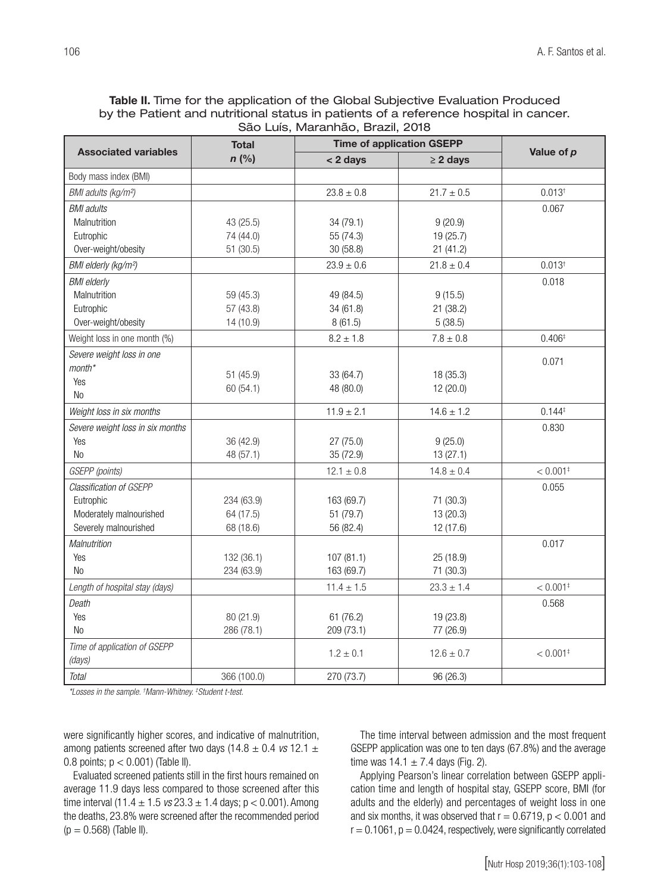**Table II.** Time for the application of the Global Subjective Evaluation Produced by the Patient and nutritional status in patients of a reference hospital in cancer. São Luís, Maranhão, Brazil, 2018

| Associated variables | Total *n* (%) | Time of application GSEPP | | Value of *p* |
|---|---|---|---|---|
| | | < 2 days | ≥ 2 days | |
| Body mass index (BMI) | | | | |
| *BMI adults (kg/m²)* | | 23.8 ± 0.8 | 21.7 ± 0.5 | 0.013[†] |
| *BMI adults* | | | | 0.067 |
| Malnutrition | 43 (25.5) | 34 (79.1) | 9 (20.9) | |
| Eutrophic | 74 (44.0) | 55 (74.3) | 19 (25.7) | |
| Over-weight/obesity | 51 (30.5) | 30 (58.8) | 21 (41.2) | |
| *BMI elderly (kg/m²)* | | 23.9 ± 0.6 | 21.8 ± 0.4 | 0.013[†] |
| *BMI elderly* | | | | 0.018 |
| Malnutrition | 59 (45.3) | 49 (84.5) | 9 (15.5) | |
| Eutrophic | 57 (43.8) | 34 (61.8) | 21 (38.2) | |
| Over-weight/obesity | 14 (10.9) | 8 (61.5) | 5 (38.5) | |
| Weight loss in one month (%) | | 8.2 ± 1.8 | 7.8 ± 0.8 | 0.406[‡] |
| *Severe weight loss in one month** | | | | 0.071 |
| Yes | 51 (45.9) | 33 (64.7) | 18 (35.3) | |
| No | 60 (54.1) | 48 (80.0) | 12 (20.0) | |
| *Weight loss in six months* | | 11.9 ± 2.1 | 14.6 ± 1.2 | 0.144[‡] |
| *Severe weight loss in six months* | | | | 0.830 |
| Yes | 36 (42.9) | 27 (75.0) | 9 (25.0) | |
| No | 48 (57.1) | 35 (72.9) | 13 (27.1) | |
| *GSEPP (points)* | | 12.1 ± 0.8 | 14.8 ± 0.4 | < 0.001[‡] |
| *Classification of GSEPP* | | | | 0.055 |
| Eutrophic | 234 (63.9) | 163 (69.7) | 71 (30.3) | |
| Moderately malnourished | 64 (17.5) | 51 (79.7) | 13 (20.3) | |
| Severely malnourished | 68 (18.6) | 56 (82.4) | 12 (17.6) | |
| *Malnutrition* | | | | 0.017 |
| Yes | 132 (36.1) | 107 (81.1) | 25 (18.9) | |
| No | 234 (63.9) | 163 (69.7) | 71 (30.3) | |
| *Length of hospital stay (days)* | | 11.4 ± 1.5 | 23.3 ± 1.4 | < 0.001[‡] |
| *Death* | | | | 0.568 |
| Yes | 80 (21.9) | 61 (76.2) | 19 (23.8) | |
| No | 286 (78.1) | 209 (73.1) | 77 (26.9) | |
| *Time of application of GSEPP (days)* | | 1.2 ± 0.1 | 12.6 ± 0.7 | < 0.001[‡] |
| *Total* | 366 (100.0) | 270 (73.7) | 96 (26.3) | |

*\*Losses in the sample. [†]Mann-Whitney. [‡]Student t-test.*

were significantly higher scores, and indicative of malnutrition, among patients screened after two days (14.8 ± 0.4 *vs* 12.1 ± 0.8 points; $p < 0.001$) (Table II).

Evaluated screened patients still in the first hours remained on average 11.9 days less compared to those screened after this time interval (11.4 ± 1.5 *vs* 23.3 ± 1.4 days; $p < 0.001$). Among the deaths, 23.8% were screened after the recommended period ($p = 0.568$) (Table II).

The time interval between admission and the most frequent GSEPP application was one to ten days (67.8%) and the average time was 14.1 ± 7.4 days (Fig. 2).

Applying Pearson's linear correlation between GSEPP application time and length of hospital stay, GSEPP score, BMI (for adults and the elderly) and percentages of weight loss in one and six months, it was observed that $r = 0.6719$, $p < 0.001$ and $r = 0.1061$, $p = 0.0424$, respectively, were significantly correlated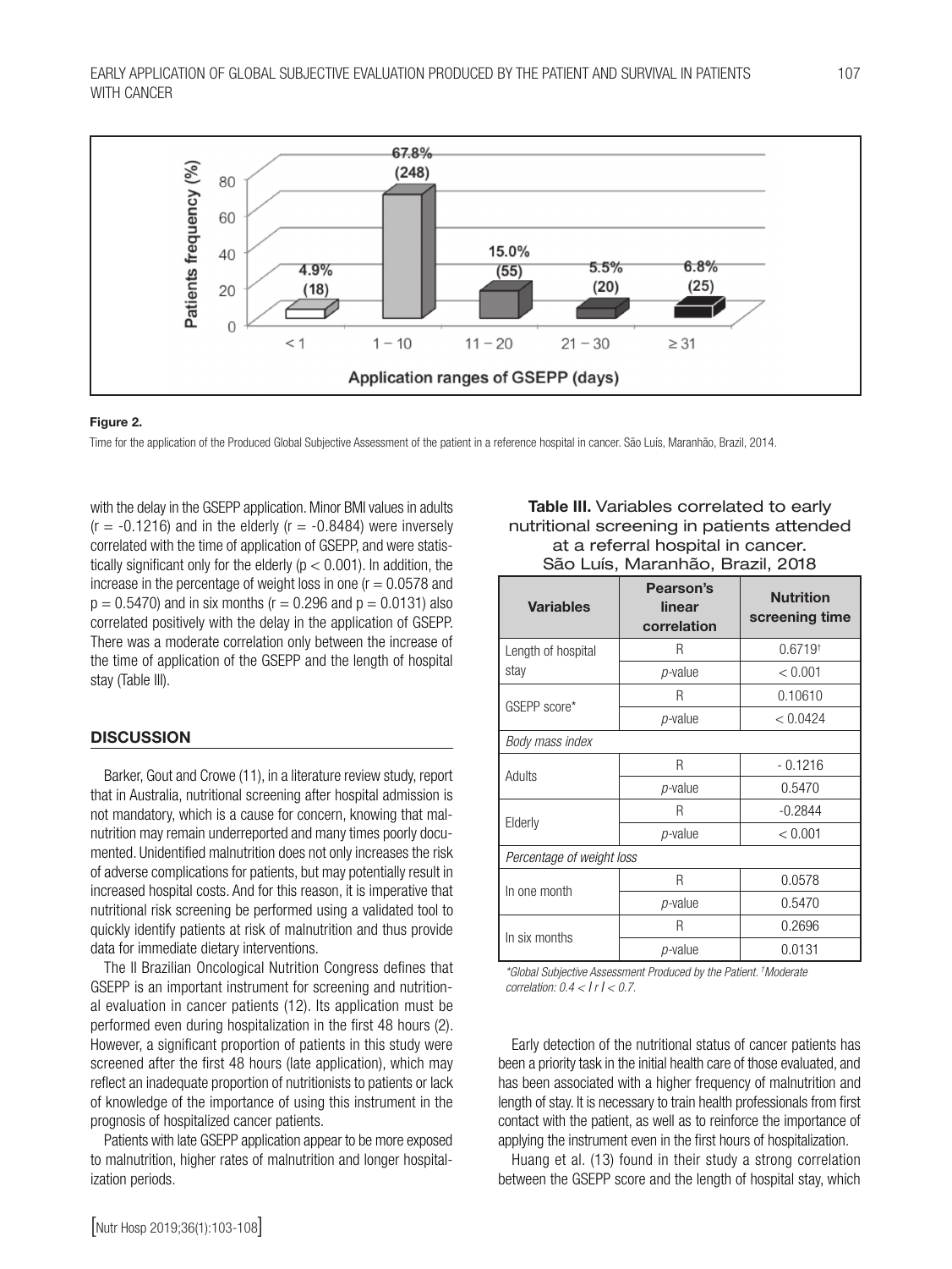**Figure 2.**

Time for the application of the Produced Global Subjective Assessment of the patient in a reference hospital in cancer. São Luís, Maranhão, Brazil, 2014.

with the delay in the GSEPP application. Minor BMI values in adults ($r = -0.1216$) and in the elderly ($r = -0.8484$) were inversely correlated with the time of application of GSEPP, and were statistically significant only for the elderly ($p < 0.001$). In addition, the increase in the percentage of weight loss in one ($r = 0.0578$ and $p = 0.5470$) and in six months ($r = 0.296$ and $p = 0.0131$) also correlated positively with the delay in the application of GSEPP. There was a moderate correlation only between the increase of the time of application of the GSEPP and the length of hospital stay (Table III).

**Table III.** Variables correlated to early nutritional screening in patients attended at a referral hospital in cancer. São Luís, Maranhão, Brazil, 2018

| Variables | Pearson's linear correlation | Nutrition screening time |
|---|---|---|
| Length of hospital stay | R | 0.6719† |
| | *p*-value | < 0.001 |
| GSEPP score* | R | 0.10610 |
| | *p*-value | < 0.0424 |
| *Body mass index* | | |
| Adults | R | - 0.1216 |
| | *p*-value | 0.5470 |
| Elderly | R | -0.2844 |
| | *p*-value | < 0.001 |
| *Percentage of weight loss* | | |
| In one month | R | 0.0578 |
| | *p*-value | 0.5470 |
| In six months | R | 0.2696 |
| | *p*-value | 0.0131 |

*\*Global Subjective Assessment Produced by the Patient. †Moderate correlation: $0.4 < | r | < 0.7$.*

## DISCUSSION

Barker, Gout and Crowe (11), in a literature review study, report that in Australia, nutritional screening after hospital admission is not mandatory, which is a cause for concern, knowing that malnutrition may remain underreported and many times poorly documented. Unidentified malnutrition does not only increases the risk of adverse complications for patients, but may potentially result in increased hospital costs. And for this reason, it is imperative that nutritional risk screening be performed using a validated tool to quickly identify patients at risk of malnutrition and thus provide data for immediate dietary interventions.

The II Brazilian Oncological Nutrition Congress defines that GSEPP is an important instrument for screening and nutritional evaluation in cancer patients (12). Its application must be performed even during hospitalization in the first 48 hours (2). However, a significant proportion of patients in this study were screened after the first 48 hours (late application), which may reflect an inadequate proportion of nutritionists to patients or lack of knowledge of the importance of using this instrument in the prognosis of hospitalized cancer patients.

Patients with late GSEPP application appear to be more exposed to malnutrition, higher rates of malnutrition and longer hospitalization periods.

Early detection of the nutritional status of cancer patients has been a priority task in the initial health care of those evaluated, and has been associated with a higher frequency of malnutrition and length of stay. It is necessary to train health professionals from first contact with the patient, as well as to reinforce the importance of applying the instrument even in the first hours of hospitalization.

Huang et al. (13) found in their study a strong correlation between the GSEPP score and the length of hospital stay, which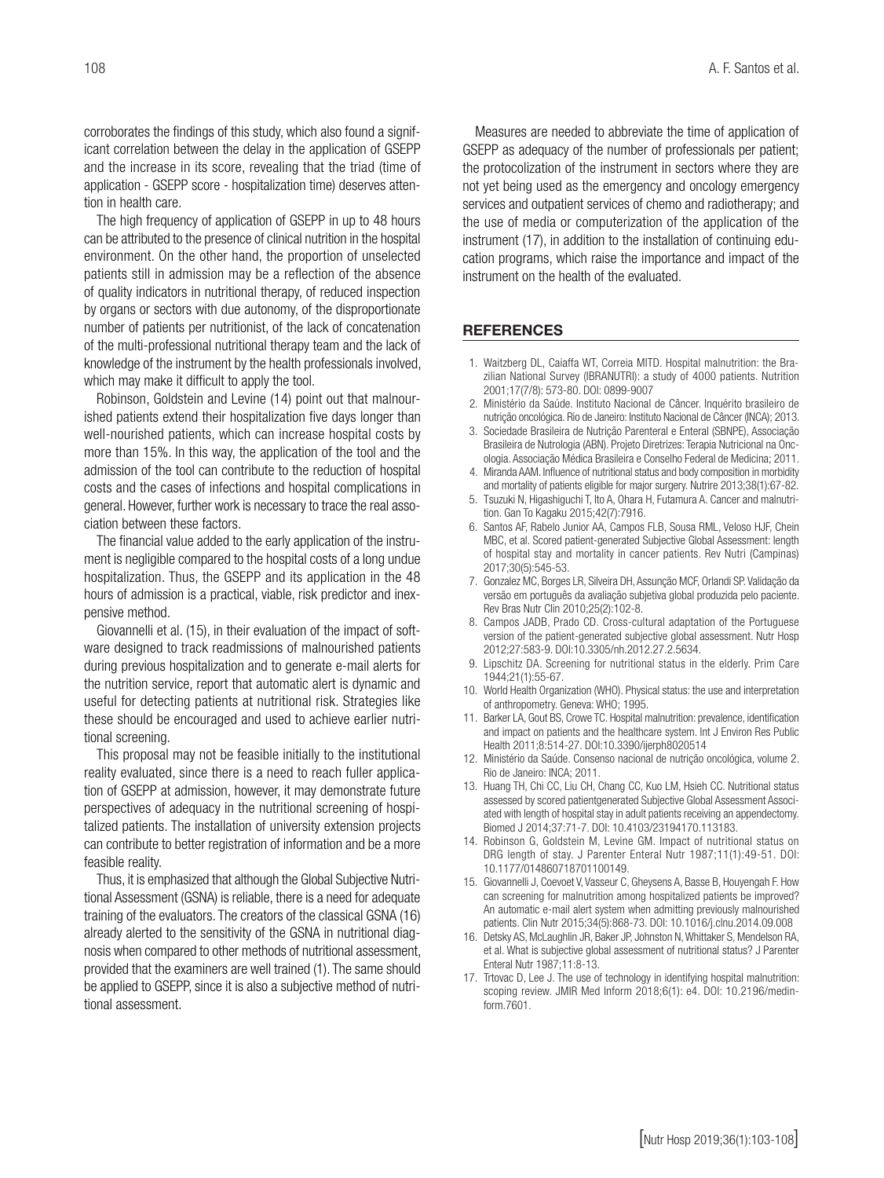corroborates the findings of this study, which also found a significant correlation between the delay in the application of GSEPP and the increase in its score, revealing that the triad (time of application - GSEPP score - hospitalization time) deserves attention in health care.

The high frequency of application of GSEPP in up to 48 hours can be attributed to the presence of clinical nutrition in the hospital environment. On the other hand, the proportion of unselected patients still in admission may be a reflection of the absence of quality indicators in nutritional therapy, of reduced inspection by organs or sectors with due autonomy, of the disproportionate number of patients per nutritionist, of the lack of concatenation of the multi-professional nutritional therapy team and the lack of knowledge of the instrument by the health professionals involved, which may make it difficult to apply the tool.

Robinson, Goldstein and Levine (14) point out that malnourished patients extend their hospitalization five days longer than well-nourished patients, which can increase hospital costs by more than 15%. In this way, the application of the tool and the admission of the tool can contribute to the reduction of hospital costs and the cases of infections and hospital complications in general. However, further work is necessary to trace the real association between these factors.

The financial value added to the early application of the instrument is negligible compared to the hospital costs of a long undue hospitalization. Thus, the GSEPP and its application in the 48 hours of admission is a practical, viable, risk predictor and inexpensive method.

Giovannelli et al. (15), in their evaluation of the impact of software designed to track readmissions of malnourished patients during previous hospitalization and to generate e-mail alerts for the nutrition service, report that automatic alert is dynamic and useful for detecting patients at nutritional risk. Strategies like these should be encouraged and used to achieve earlier nutritional screening.

This proposal may not be feasible initially to the institutional reality evaluated, since there is a need to reach fuller application of GSEPP at admission, however, it may demonstrate future perspectives of adequacy in the nutritional screening of hospitalized patients. The installation of university extension projects can contribute to better registration of information and be a more feasible reality.

Thus, it is emphasized that although the Global Subjective Nutritional Assessment (GSNA) is reliable, there is a need for adequate training of the evaluators. The creators of the classical GSNA (16) already alerted to the sensitivity of the GSNA in nutritional diagnosis when compared to other methods of nutritional assessment, provided that the examiners are well trained (1). The same should be applied to GSEPP, since it is also a subjective method of nutritional assessment.

Measures are needed to abbreviate the time of application of GSEPP as adequacy of the number of professionals per patient; the protocolization of the instrument in sectors where they are not yet being used as the emergency and oncology emergency services and outpatient services of chemo and radiotherapy; and the use of media or computerization of the application of the instrument (17), in addition to the installation of continuing education programs, which raise the importance and impact of the instrument on the health of the evaluated.

## REFERENCES

1. Waitzberg DL, Caiaffa WT, Correia MITD. Hospital malnutrition: the Brazilian National Survey (IBRANUTRI): a study of 4000 patients. Nutrition 2001;17(7/8): 573-80. DOI: 0899-9007
2. Ministério da Saúde. Instituto Nacional de Câncer. Inquérito brasileiro de nutrição oncológica. Rio de Janeiro: Instituto Nacional de Câncer (INCA); 2013.
3. Sociedade Brasileira de Nutrição Parenteral e Enteral (SBNPE), Associação Brasileira de Nutrologia (ABN). Projeto Diretrizes: Terapia Nutricional na Oncologia. Associação Médica Brasileira e Conselho Federal de Medicina; 2011.
4. Miranda AAM. Influence of nutritional status and body composition in morbidity and mortality of patients eligible for major surgery. Nutrire 2013;38(1):67-82.
5. Tsuzuki N, Higashiguchi T, Ito A, Ohara H, Futamura A. Cancer and malnutrition. Gan To Kagaku 2015;42(7):7916.
6. Santos AF, Rabelo Junior AA, Campos FLB, Sousa RML, Veloso HJF, Chein MBC, et al. Scored patient-generated Subjective Global Assessment: length of hospital stay and mortality in cancer patients. Rev Nutri (Campinas) 2017;30(5):545-53.
7. Gonzalez MC, Borges LR, Silveira DH, Assunção MCF, Orlandi SP. Validação da versão em português da avaliação subjetiva global produzida pelo paciente. Rev Bras Nutr Clin 2010;25(2):102-8.
8. Campos JADB, Prado CD. Cross-cultural adaptation of the Portuguese version of the patient-generated subjective global assessment. Nutr Hosp 2012;27:583-9. DOI:10.3305/nh.2012.27.2.5634.
9. Lipschitz DA. Screening for nutritional status in the elderly. Prim Care 1944;21(1):55-67.
10. World Health Organization (WHO). Physical status: the use and interpretation of anthropometry. Geneva: WHO; 1995.
11. Barker LA, Gout BS, Crowe TC. Hospital malnutrition: prevalence, identification and impact on patients and the healthcare system. Int J Environ Res Public Health 2011;8:514-27. DOI:10.3390/ijerph8020514
12. Ministério da Saúde. Consenso nacional de nutrição oncológica, volume 2. Rio de Janeiro: INCA; 2011.
13. Huang TH, Chi CC, Liu CH, Chang CC, Kuo LM, Hsieh CC. Nutritional status assessed by scored patientgenerated Subjective Global Assessment Associated with length of hospital stay in adult patients receiving an appendectomy. Biomed J 2014;37:71-7. DOI: 10.4103/23194170.113183.
14. Robinson G, Goldstein M, Levine GM. Impact of nutritional status on DRG length of stay. J Parenter Enteral Nutr 1987;11(1):49-51. DOI: 10.1177/014860718701100149.
15. Giovannelli J, Coevoet V, Vasseur C, Gheysens A, Basse B, Houyengah F. How can screening for malnutrition among hospitalized patients be improved? An automatic e-mail alert system when admitting previously malnourished patients. Clin Nutr 2015;34(5):868-73. DOI: 10.1016/j.clnu.2014.09.008
16. Detsky AS, McLaughlin JR, Baker JP, Johnston N, Whittaker S, Mendelson RA, et al. What is subjective global assessment of nutritional status? J Parenter Enteral Nutr 1987;11:8-13.
17. Trtovac D, Lee J. The use of technology in identifying hospital malnutrition: scoping review. JMIR Med Inform 2018;6(1): e4. DOI: 10.2196/medinform.7601.